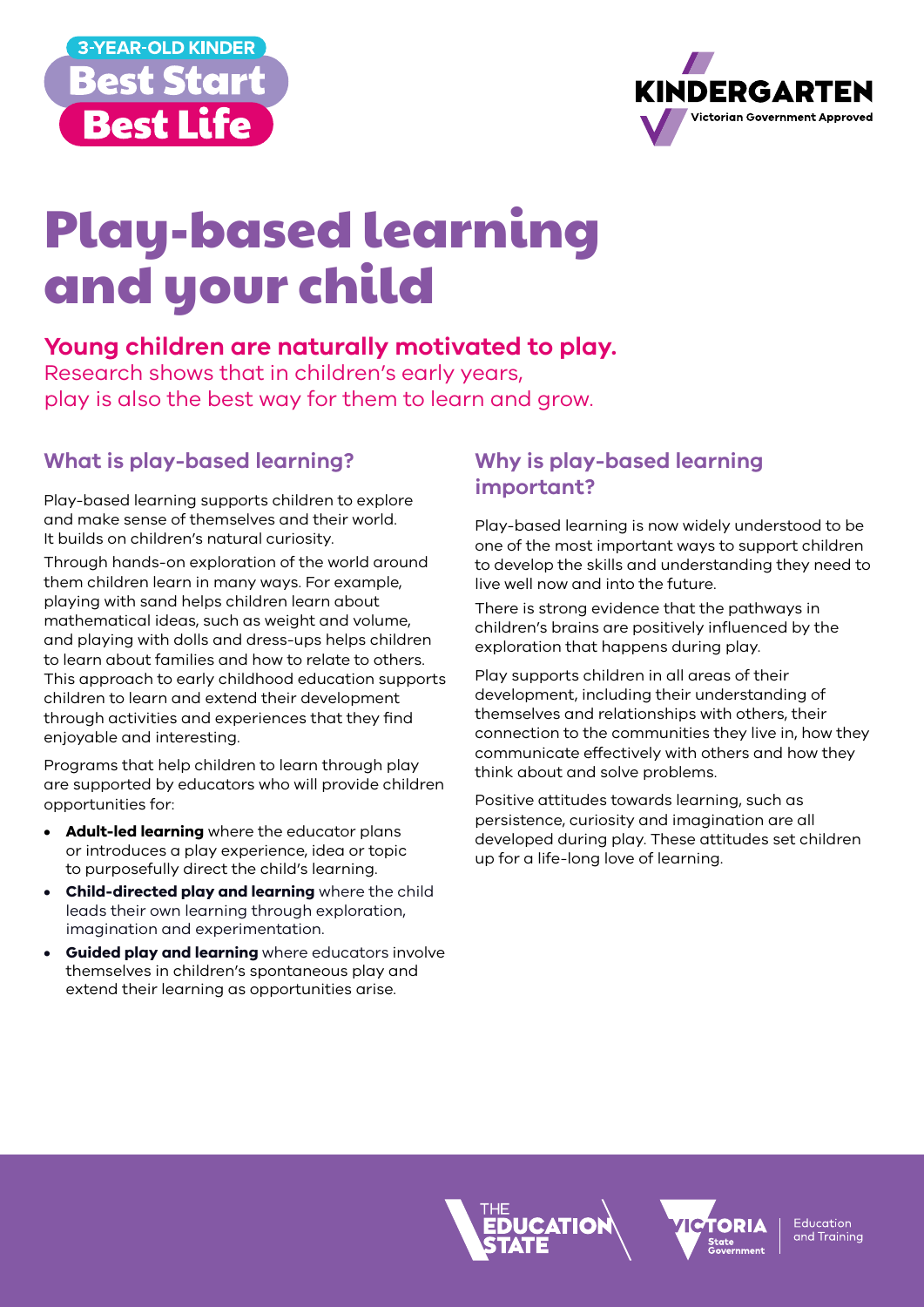3-YEAR-OLD KINDER

Best Start Best Life

KINDERGARTEN Victorian Government Approved

# Play-based learning and your child

**Young children are naturally motivated to play.**
Research shows that in children's early years, play is also the best way for them to learn and grow.

## What is play-based learning?

Play-based learning supports children to explore and make sense of themselves and their world. It builds on children's natural curiosity.

Through hands-on exploration of the world around them children learn in many ways. For example, playing with sand helps children learn about mathematical ideas, such as weight and volume, and playing with dolls and dress-ups helps children to learn about families and how to relate to others. This approach to early childhood education supports children to learn and extend their development through activities and experiences that they find enjoyable and interesting.

Programs that help children to learn through play are supported by educators who will provide children opportunities for:

- **Adult-led learning** where the educator plans or introduces a play experience, idea or topic to purposefully direct the child's learning.
- **Child-directed play and learning** where the child leads their own learning through exploration, imagination and experimentation.
- **Guided play and learning** where educators involve themselves in children's spontaneous play and extend their learning as opportunities arise.

## Why is play-based learning important?

Play-based learning is now widely understood to be one of the most important ways to support children to develop the skills and understanding they need to live well now and into the future.

There is strong evidence that the pathways in children's brains are positively influenced by the exploration that happens during play.

Play supports children in all areas of their development, including their understanding of themselves and relationships with others, their connection to the communities they live in, how they communicate effectively with others and how they think about and solve problems.

Positive attitudes towards learning, such as persistence, curiosity and imagination are all developed during play. These attitudes set children up for a life-long love of learning.

THE EDUCATION STATE

VICTORIA State Government | Education and Training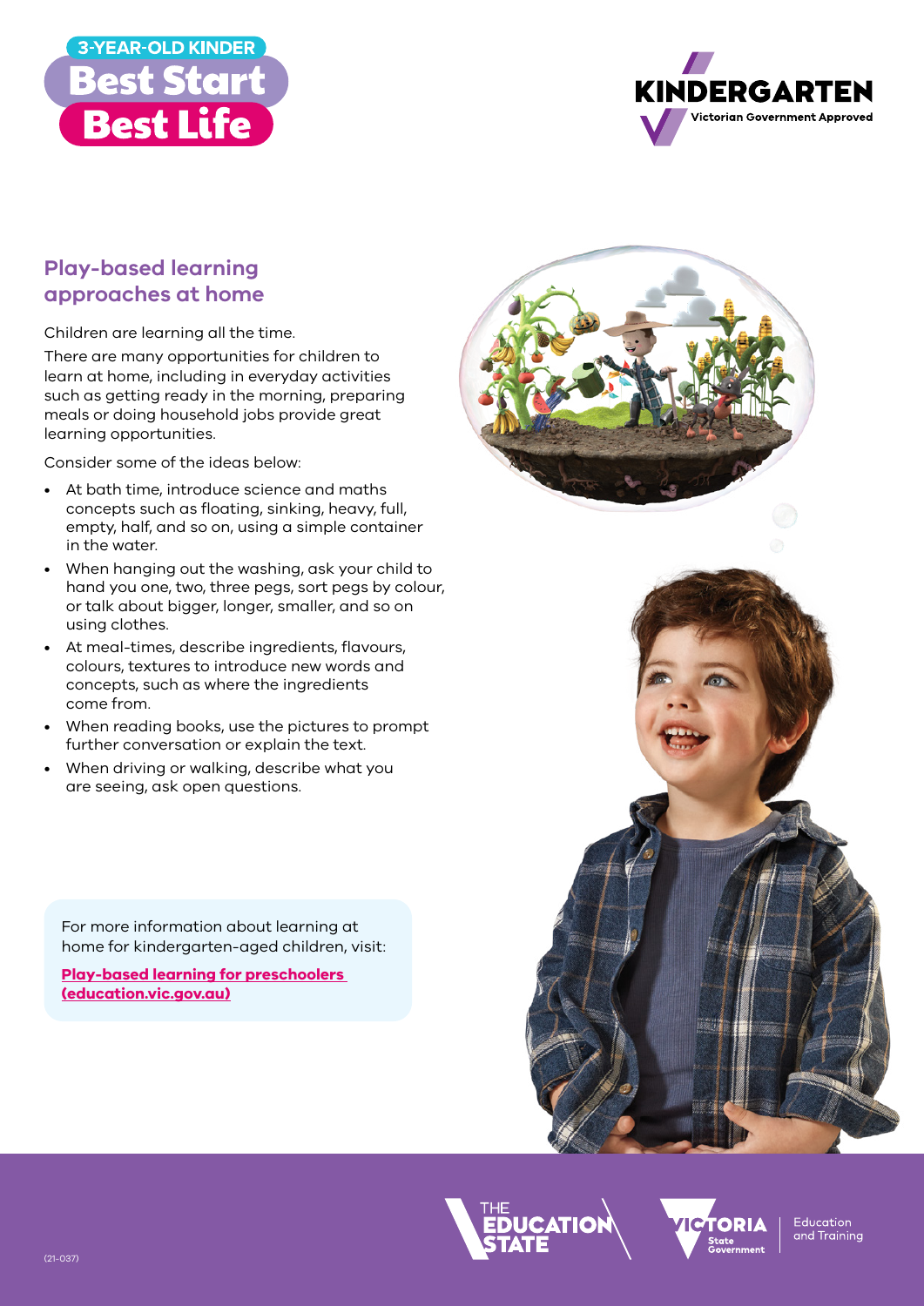3-YEAR-OLD KINDER

Best Start Best Life

KINDERGARTEN Victorian Government Approved

## Play-based learning approaches at home

Children are learning all the time.

There are many opportunities for children to learn at home, including in everyday activities such as getting ready in the morning, preparing meals or doing household jobs provide great learning opportunities.

Consider some of the ideas below:

- At bath time, introduce science and maths concepts such as floating, sinking, heavy, full, empty, half, and so on, using a simple container in the water.
- When hanging out the washing, ask your child to hand you one, two, three pegs, sort pegs by colour, or talk about bigger, longer, smaller, and so on using clothes.
- At meal-times, describe ingredients, flavours, colours, textures to introduce new words and concepts, such as where the ingredients come from.
- When reading books, use the pictures to prompt further conversation or explain the text.
- When driving or walking, describe what you are seeing, ask open questions.

For more information about learning at home for kindergarten-aged children, visit:

**Play-based learning for preschoolers (education.vic.gov.au)**

(21-037)